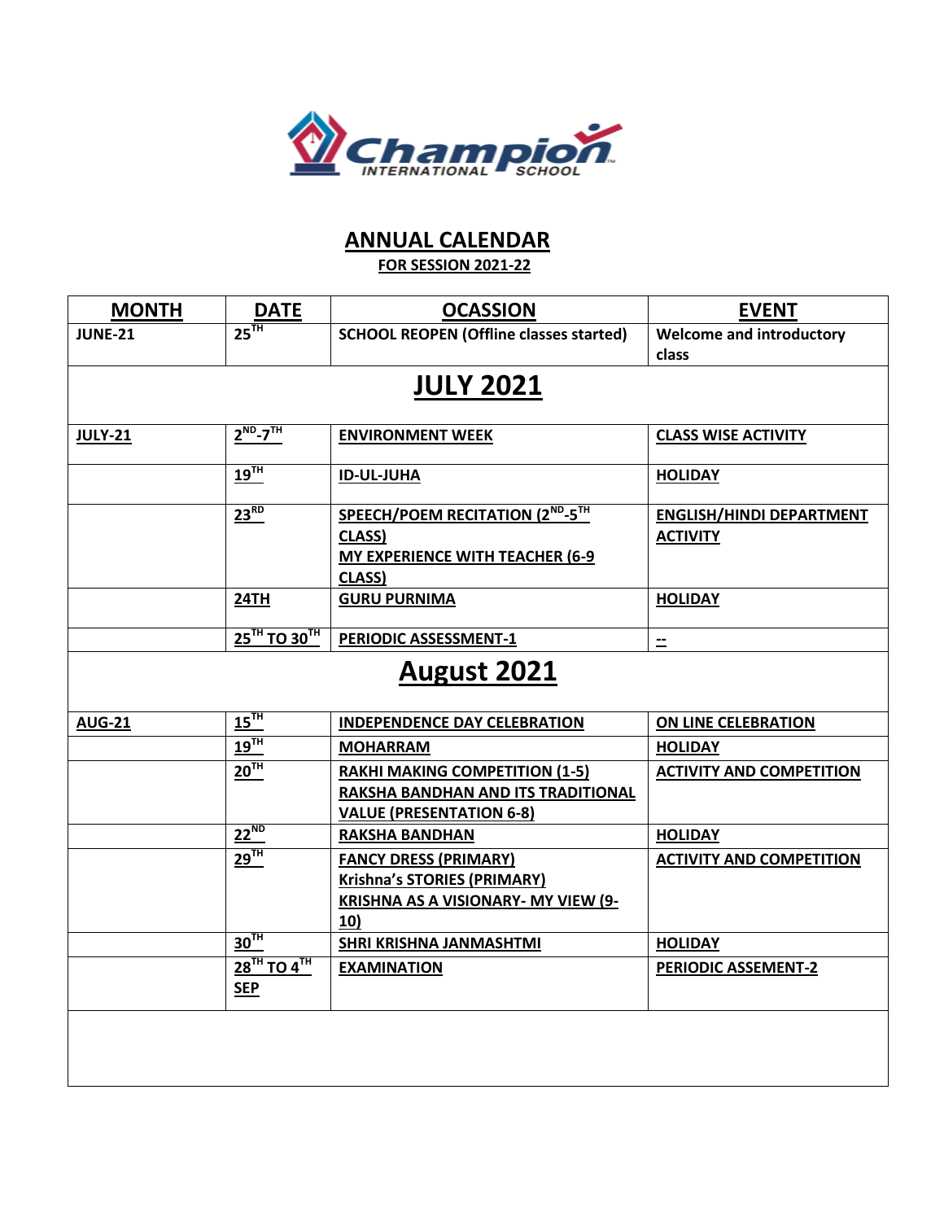Champion INTERNATIONAL SCHOOL

# ANNUAL CALENDAR

## FOR SESSION 2021-22

| MONTH | DATE | OCASSION | EVENT |
|---|---|---|---|
| JUNE-21 | 25TH | SCHOOL REOPEN (Offline classes started) | Welcome and introductory class |
| **JULY 2021** | | | |
| JULY-21 | 2ND-7TH | ENVIRONMENT WEEK | CLASS WISE ACTIVITY |
| | 19TH | ID-UL-JUHA | HOLIDAY |
| | 23RD | SPEECH/POEM RECITATION (2ND-5TH CLASS) MY EXPERIENCE WITH TEACHER (6-9 CLASS) | ENGLISH/HINDI DEPARTMENT ACTIVITY |
| | 24TH | GURU PURNIMA | HOLIDAY |
| | 25TH TO 30TH | PERIODIC ASSESSMENT-1 | -- |
| **August 2021** | | | |
| AUG-21 | 15TH | INDEPENDENCE DAY CELEBRATION | ON LINE CELEBRATION |
| | 19TH | MOHARRAM | HOLIDAY |
| | 20TH | RAKHI MAKING COMPETITION (1-5) RAKSHA BANDHAN AND ITS TRADITIONAL VALUE (PRESENTATION 6-8) | ACTIVITY AND COMPETITION |
| | 22ND | RAKSHA BANDHAN | HOLIDAY |
| | 29TH | FANCY DRESS (PRIMARY) Krishna's STORIES (PRIMARY) KRISHNA AS A VISIONARY- MY VIEW (9-10) | ACTIVITY AND COMPETITION |
| | 30TH | SHRI KRISHNA JANMASHTMI | HOLIDAY |
| | 28TH TO 4TH SEP | EXAMINATION | PERIODIC ASSEMENT-2 |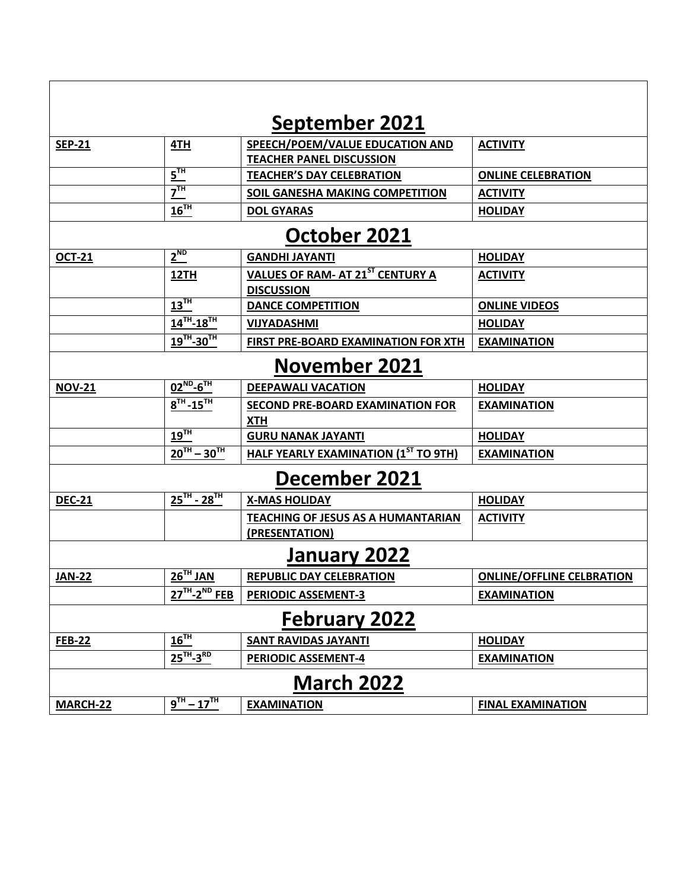| September 2021 | | | |
|---|---|---|---|
| SEP-21 | 4TH | SPEECH/POEM/VALUE EDUCATION AND TEACHER PANEL DISCUSSION | ACTIVITY |
| | 5TH | TEACHER'S DAY CELEBRATION | ONLINE CELEBRATION |
| | 7TH | SOIL GANESHA MAKING COMPETITION | ACTIVITY |
| | 16TH | DOL GYARAS | HOLIDAY |
| **October 2021** | | | |
| OCT-21 | 2ND | GANDHI JAYANTI | HOLIDAY |
| | 12TH | VALUES OF RAM- AT 21ST CENTURY A DISCUSSION | ACTIVITY |
| | 13TH | DANCE COMPETITION | ONLINE VIDEOS |
| | 14TH-18TH | VIJYADASHMI | HOLIDAY |
| | 19TH-30TH | FIRST PRE-BOARD EXAMINATION FOR XTH | EXAMINATION |
| **November 2021** | | | |
| NOV-21 | 02ND-6TH | DEEPAWALI VACATION | HOLIDAY |
| | 8TH -15TH | SECOND PRE-BOARD EXAMINATION FOR XTH | EXAMINATION |
| | 19TH | GURU NANAK JAYANTI | HOLIDAY |
| | 20TH – 30TH | HALF YEARLY EXAMINATION (1ST TO 9TH) | EXAMINATION |
| **December 2021** | | | |
| DEC-21 | 25TH - 28TH | X-MAS HOLIDAY | HOLIDAY |
| | | TEACHING OF JESUS AS A HUMANTARIAN (PRESENTATION) | ACTIVITY |
| **January 2022** | | | |
| JAN-22 | 26TH JAN | REPUBLIC DAY CELEBRATION | ONLINE/OFFLINE CELBRATION |
| | 27TH-2ND FEB | PERIODIC ASSEMENT-3 | EXAMINATION |
| **February 2022** | | | |
| FEB-22 | 16TH | SANT RAVIDAS JAYANTI | HOLIDAY |
| | 25TH-3RD | PERIODIC ASSEMENT-4 | EXAMINATION |
| **March 2022** | | | |
| MARCH-22 | 9TH – 17TH | EXAMINATION | FINAL EXAMINATION |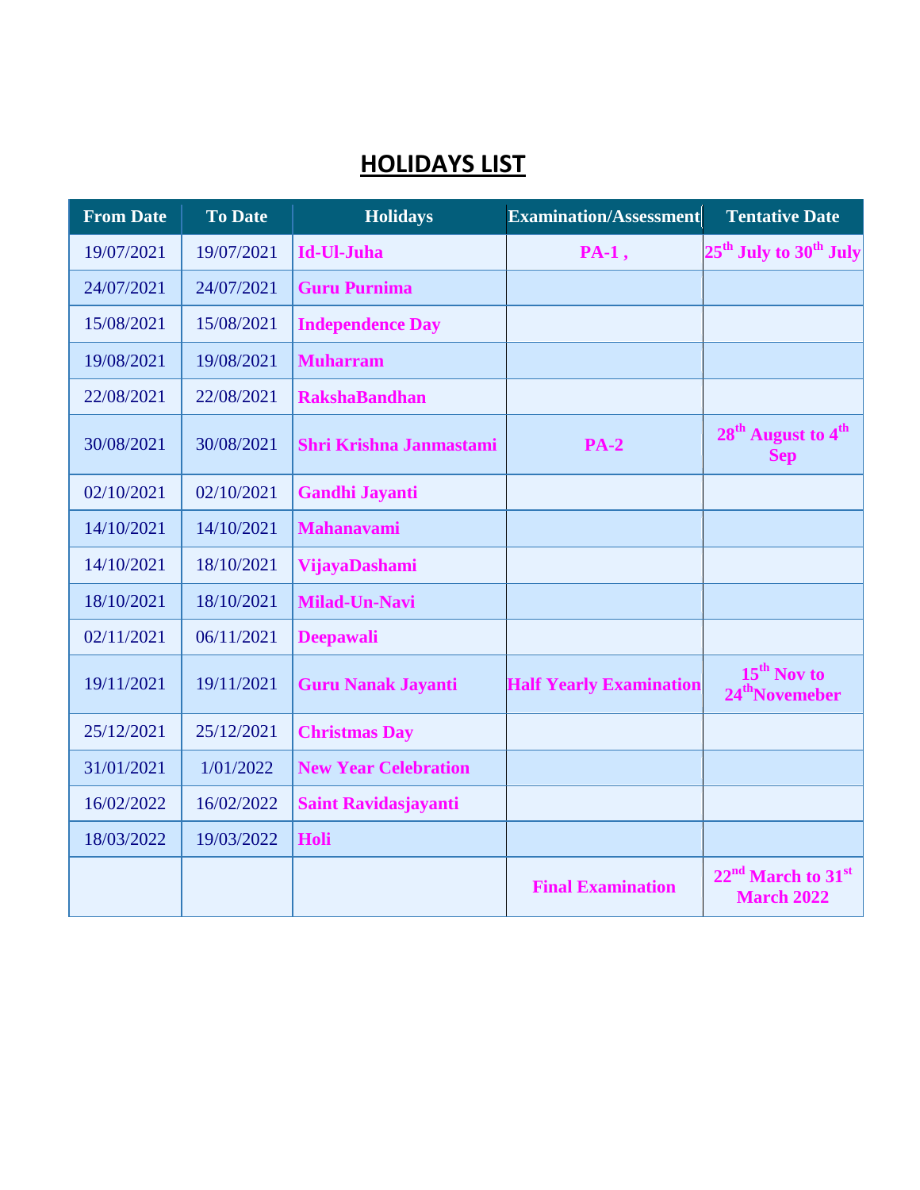# HOLIDAYS LIST

| From Date | To Date | Holidays | Examination/Assessment | Tentative Date |
|---|---|---|---|---|
| 19/07/2021 | 19/07/2021 | **Id-Ul-Juha** | **PA-1 ,** | **25th July to 30th July** |
| 24/07/2021 | 24/07/2021 | **Guru Purnima** | | |
| 15/08/2021 | 15/08/2021 | **Independence Day** | | |
| 19/08/2021 | 19/08/2021 | **Muharram** | | |
| 22/08/2021 | 22/08/2021 | **RakshaBandhan** | | |
| 30/08/2021 | 30/08/2021 | **Shri Krishna Janmastami** | **PA-2** | **28th August to 4th Sep** |
| 02/10/2021 | 02/10/2021 | **Gandhi Jayanti** | | |
| 14/10/2021 | 14/10/2021 | **Mahanavami** | | |
| 14/10/2021 | 18/10/2021 | **VijayaDashami** | | |
| 18/10/2021 | 18/10/2021 | **Milad-Un-Navi** | | |
| 02/11/2021 | 06/11/2021 | **Deepawali** | | |
| 19/11/2021 | 19/11/2021 | **Guru Nanak Jayanti** | **Half Yearly Examination** | **15th Nov to 24thNovemeber** |
| 25/12/2021 | 25/12/2021 | **Christmas Day** | | |
| 31/01/2021 | 1/01/2022 | **New Year Celebration** | | |
| 16/02/2022 | 16/02/2022 | **Saint Ravidasjayanti** | | |
| 18/03/2022 | 19/03/2022 | **Holi** | | |
| | | | **Final Examination** | **22nd March to 31st March 2022** |